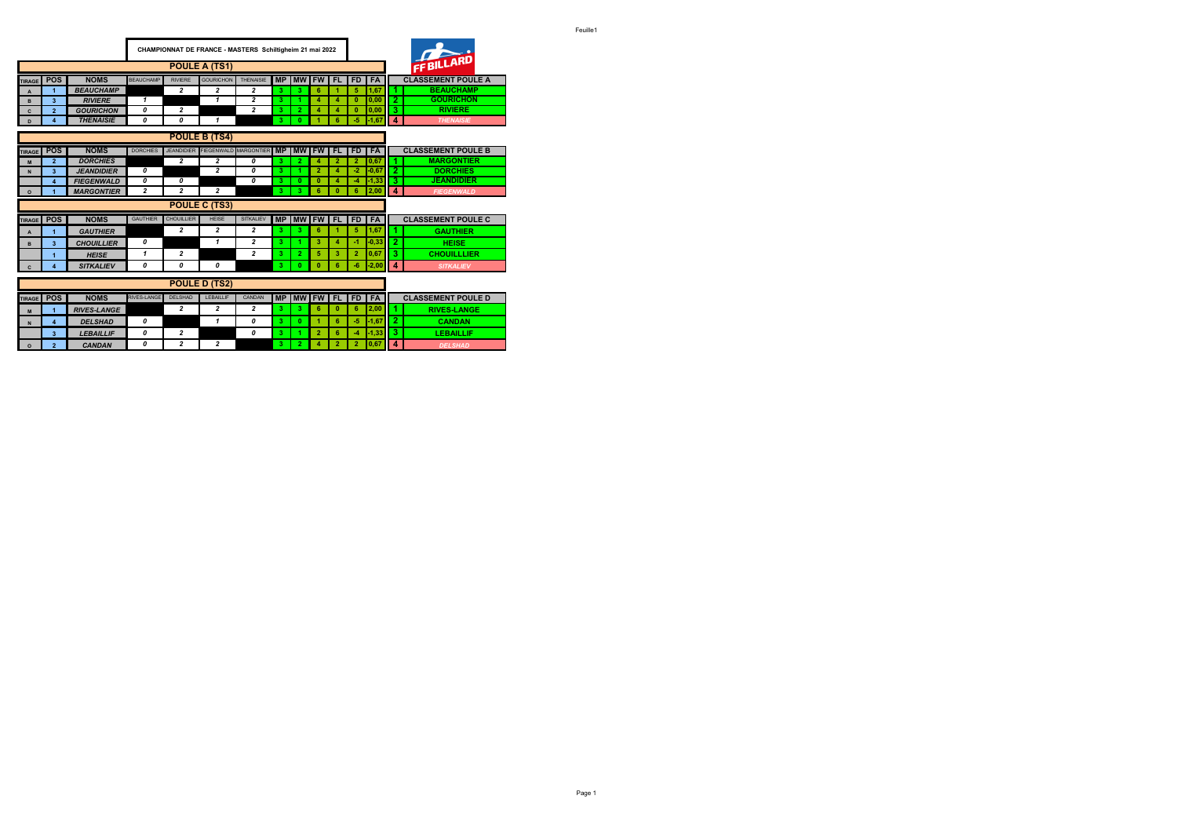# CHAMPIONNAT DE FRANCE - MASTERS Schiltigheim 21 mai 2022

FF BILLARD

## POULE A (TS1)

| TIRAGE | POS | NOMS | BEAUCHAMP | RIVIERE | GOURICHON | THENAISIE | MP | MW | FW | FL | FD | FA |
|---|---|---|---|---|---|---|---|---|---|---|---|---|
| A | 1 | *BEAUCHAMP* | | 2 | 2 | 2 | 3 | 3 | 6 | 1 | 5 | 1,67 |
| B | 3 | *RIVIERE* | 1 | | 1 | 2 | 3 | 1 | 4 | 4 | 0 | 0,00 |
| C | 2 | *GOURICHON* | 0 | 2 | | 2 | 3 | 2 | 4 | 4 | 0 | 0,00 |
| D | 4 | *THENAISIE* | 0 | 0 | 1 | | 3 | 0 | 1 | 6 | -5 | -1,67 |

| CLASSEMENT POULE A | |
|---|---|
| 1 | BEAUCHAMP |
| 2 | GOURICHON |
| 3 | RIVIERE |
| 4 | THENAISIE |

## POULE B (TS4)

| TIRAGE | POS | NOMS | DORCHIES | JEANDIDIER | FIEGENWALD | MARGONTIER | MP | MW | FW | FL | FD | FA |
|---|---|---|---|---|---|---|---|---|---|---|---|---|
| M | 2 | *DORCHIES* | | 2 | 2 | 0 | 3 | 2 | 4 | 2 | 2 | 0,67 |
| N | 3 | *JEANDIDIER* | 0 | | 2 | 0 | 3 | 1 | 2 | 4 | -2 | -0,67 |
| | 4 | *FIEGENWALD* | 0 | 0 | | 0 | 3 | 0 | 0 | 4 | -4 | -1,33 |
| O | 1 | *MARGONTIER* | 2 | 2 | 2 | | 3 | 3 | 6 | 0 | 6 | 2,00 |

| CLASSEMENT POULE B | |
|---|---|
| 1 | MARGONTIER |
| 2 | DORCHIES |
| 3 | JEANDIDIER |
| 4 | FIEGENWALD |

## POULE C (TS3)

| TIRAGE | POS | NOMS | GAUTHIER | CHOUILLIER | HEISE | SITKALIEV | MP | MW | FW | FL | FD | FA |
|---|---|---|---|---|---|---|---|---|---|---|---|---|
| A | 1 | *GAUTHIER* | | 2 | 2 | 2 | 3 | 3 | 6 | 1 | 5 | 1,67 |
| B | 3 | *CHOUILLIER* | 0 | | 1 | 2 | 3 | 1 | 3 | 4 | -1 | -0,33 |
| | 1 | *HEISE* | 1 | 2 | | 2 | 3 | 2 | 5 | 3 | 2 | 0,67 |
| C | 4 | *SITKALIEV* | 0 | 0 | 0 | | 3 | 0 | 0 | 6 | -6 | -2,00 |

| CLASSEMENT POULE C | |
|---|---|
| 1 | GAUTHIER |
| 2 | HEISE |
| 3 | CHOUILLLIER |
| 4 | SITKALIEV |

## POULE D (TS2)

| TIRAGE | POS | NOMS | RIVES-LANGE | DELSHAD | LEBAILLIF | CANDAN | MP | MW | FW | FL | FD | FA |
|---|---|---|---|---|---|---|---|---|---|---|---|---|
| M | 1 | *RIVES-LANGE* | | 2 | 2 | 2 | 3 | 3 | 6 | 0 | 6 | 2,00 |
| N | 4 | *DELSHAD* | 0 | | 1 | 0 | 3 | 0 | 1 | 6 | -5 | -1,67 |
| | 3 | *LEBAILLIF* | 0 | 2 | | 0 | 3 | 1 | 2 | 6 | -4 | -1,33 |
| O | 2 | *CANDAN* | 0 | 2 | 2 | | 3 | 2 | 4 | 2 | 2 | 0,67 |

| CLASSEMENT POULE D | |
|---|---|
| 1 | RIVES-LANGE |
| 2 | CANDAN |
| 3 | LEBAILLIF |
| 4 | DELSHAD |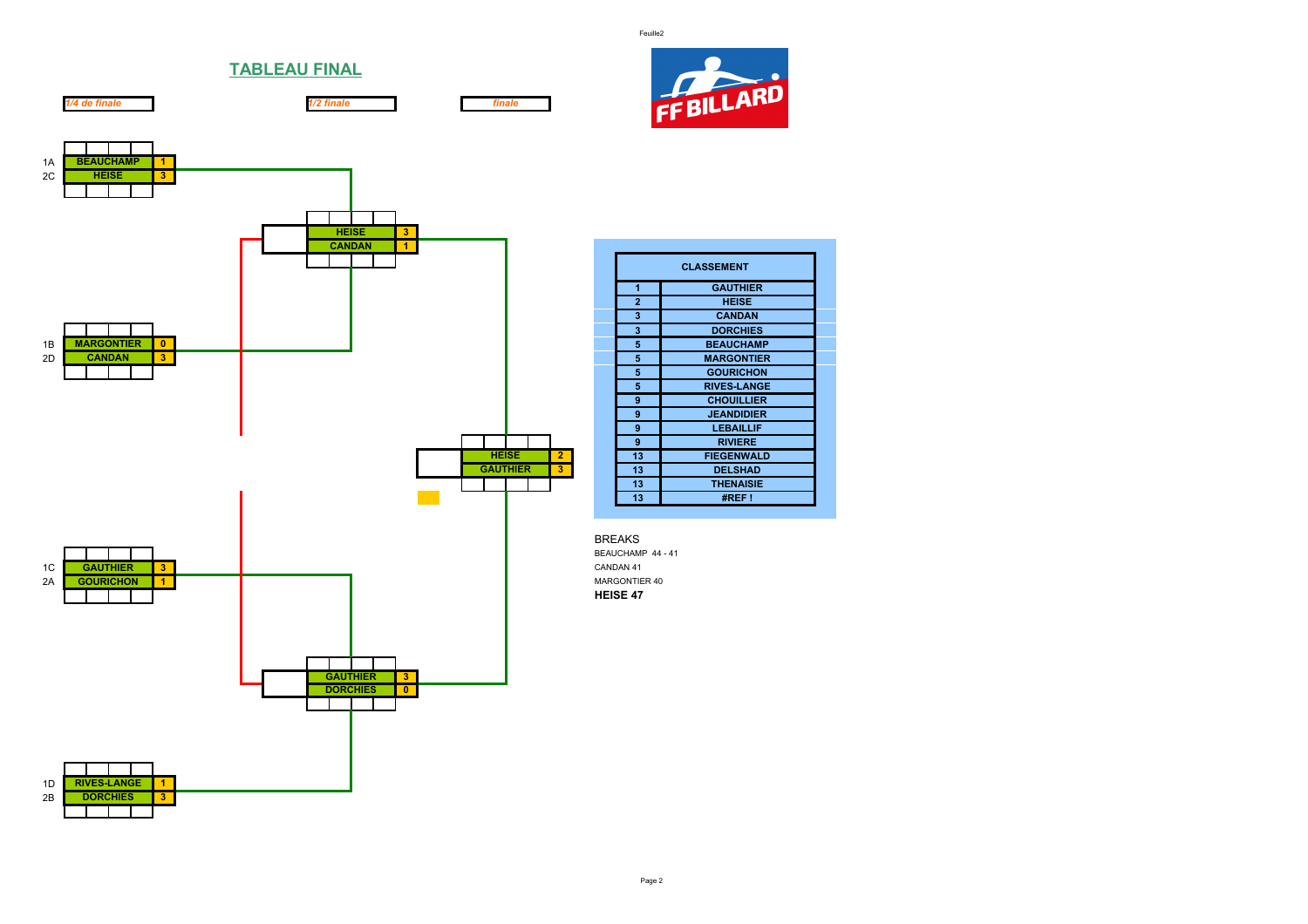## TABLEAU FINAL

*1/4 de finale* | *1/2 finale* | *finale*

### 1/4 de finale

| Seed | Joueur | Score |
|---|---|---|
| 1A | BEAUCHAMP | 1 |
| 2C | HEISE | 3 |

| Seed | Joueur | Score |
|---|---|---|
| 1B | MARGONTIER | 0 |
| 2D | CANDAN | 3 |

| Seed | Joueur | Score |
|---|---|---|
| 1C | GAUTHIER | 3 |
| 2A | GOURICHON | 1 |

| Seed | Joueur | Score |
|---|---|---|
| 1D | RIVES-LANGE | 1 |
| 2B | DORCHIES | 3 |

### 1/2 finale

| Joueur | Score |
|---|---|
| HEISE | 3 |
| CANDAN | 1 |

| Joueur | Score |
|---|---|
| GAUTHIER | 3 |
| DORCHIES | 0 |

### finale

| Joueur | Score |
|---|---|
| HEISE | 2 |
| GAUTHIER | 3 |

### CLASSEMENT

| Rang | Joueur |
|---|---|
| 1 | GAUTHIER |
| 2 | HEISE |
| 3 | CANDAN |
| 3 | DORCHIES |
| 5 | BEAUCHAMP |
| 5 | MARGONTIER |
| 5 | GOURICHON |
| 5 | RIVES-LANGE |
| 9 | CHOUILLIER |
| 9 | JEANDIDIER |
| 9 | LEBAILLIF |
| 9 | RIVIERE |
| 13 | FIEGENWALD |
| 13 | DELSHAD |
| 13 | THENAISIE |
| 13 | #REF ! |

BREAKS

BEAUCHAMP 44 - 41

CANDAN 41

MARGONTIER 40

**HEISE 47**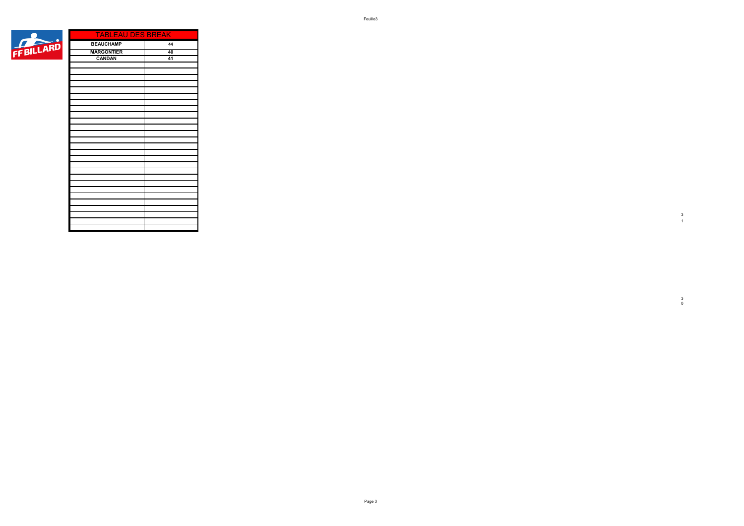# TABLEAU DES BREAK

| | |
|---|---|
| **BEAUCHAMP** | **44** |
| **MARGONTIER** | **40** |
| **CANDAN** | **41** |
| | |
| | |
| | |
| | |
| | |
| | |
| | |
| | |
| | |
| | |
| | |
| | |
| | |
| | |
| | |
| | |
| | |
| | |
| | |
| | |
| | |
| | |
| | |
| | |
| | |
| | |

3
1

3
0